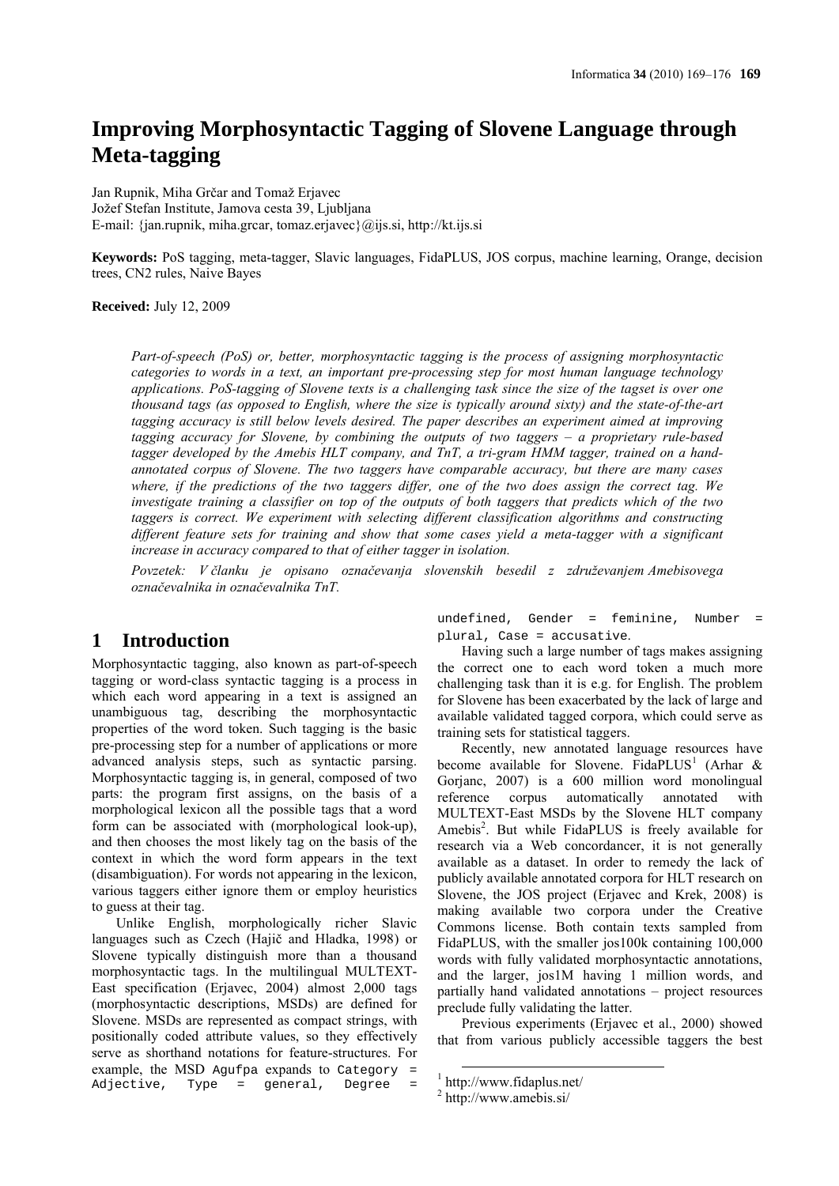# Improving Morphosyntactic Tagging of Slovene Language through Meta-tagging

Jan Rupnik, Miha Grčar and Tomaž Erjavec
Jožef Stefan Institute, Jamova cesta 39, Ljubljana
E-mail: {jan.rupnik, miha.grcar, tomaz.erjavec}@ijs.si, http://kt.ijs.si

**Keywords:** PoS tagging, meta-tagger, Slavic languages, FidaPLUS, JOS corpus, machine learning, Orange, decision trees, CN2 rules, Naive Bayes

**Received:** July 12, 2009

*Part-of-speech (PoS) or, better, morphosyntactic tagging is the process of assigning morphosyntactic categories to words in a text, an important pre-processing step for most human language technology applications. PoS-tagging of Slovene texts is a challenging task since the size of the tagset is over one thousand tags (as opposed to English, where the size is typically around sixty) and the state-of-the-art tagging accuracy is still below levels desired. The paper describes an experiment aimed at improving tagging accuracy for Slovene, by combining the outputs of two taggers – a proprietary rule-based tagger developed by the Amebis HLT company, and TnT, a tri-gram HMM tagger, trained on a hand-annotated corpus of Slovene. The two taggers have comparable accuracy, but there are many cases where, if the predictions of the two taggers differ, one of the two does assign the correct tag. We investigate training a classifier on top of the outputs of both taggers that predicts which of the two taggers is correct. We experiment with selecting different classification algorithms and constructing different feature sets for training and show that some cases yield a meta-tagger with a significant increase in accuracy compared to that of either tagger in isolation.*

*Povzetek: V članku je opisano označevanja slovenskih besedil z združevanjem Amebisovega označevalnika in označevalnika TnT.*

## 1 Introduction

Morphosyntactic tagging, also known as part-of-speech tagging or word-class syntactic tagging is a process in which each word appearing in a text is assigned an unambiguous tag, describing the morphosyntactic properties of the word token. Such tagging is the basic pre-processing step for a number of applications or more advanced analysis steps, such as syntactic parsing. Morphosyntactic tagging is, in general, composed of two parts: the program first assigns, on the basis of a morphological lexicon all the possible tags that a word form can be associated with (morphological look-up), and then chooses the most likely tag on the basis of the context in which the word form appears in the text (disambiguation). For words not appearing in the lexicon, various taggers either ignore them or employ heuristics to guess at their tag.

Unlike English, morphologically richer Slavic languages such as Czech (Hajič and Hladka, 1998) or Slovene typically distinguish more than a thousand morphosyntactic tags. In the multilingual MULTEXT-East specification (Erjavec, 2004) almost 2,000 tags (morphosyntactic descriptions, MSDs) are defined for Slovene. MSDs are represented as compact strings, with positionally coded attribute values, so they effectively serve as shorthand notations for feature-structures. For example, the MSD `Agufpa` expands to `Category = Adjective, Type = general, Degree = undefined, Gender = feminine, Number = plural, Case = accusative`.

Having such a large number of tags makes assigning the correct one to each word token a much more challenging task than it is e.g. for English. The problem for Slovene has been exacerbated by the lack of large and available validated tagged corpora, which could serve as training sets for statistical taggers.

Recently, new annotated language resources have become available for Slovene. FidaPLUS[1] (Arhar & Gorjanc, 2007) is a 600 million word monolingual reference corpus automatically annotated with MULTEXT-East MSDs by the Slovene HLT company Amebis[2]. But while FidaPLUS is freely available for research via a Web concordancer, it is not generally available as a dataset. In order to remedy the lack of publicly available annotated corpora for HLT research on Slovene, the JOS project (Erjavec and Krek, 2008) is making available two corpora under the Creative Commons license. Both contain texts sampled from FidaPLUS, with the smaller jos100k containing 100,000 words with fully validated morphosyntactic annotations, and the larger, jos1M having 1 million words, and partially hand validated annotations – project resources preclude fully validating the latter.

Previous experiments (Erjavec et al., 2000) showed that from various publicly accessible taggers the best

---

[1] http://www.fidaplus.net/
[2] http://www.amebis.si/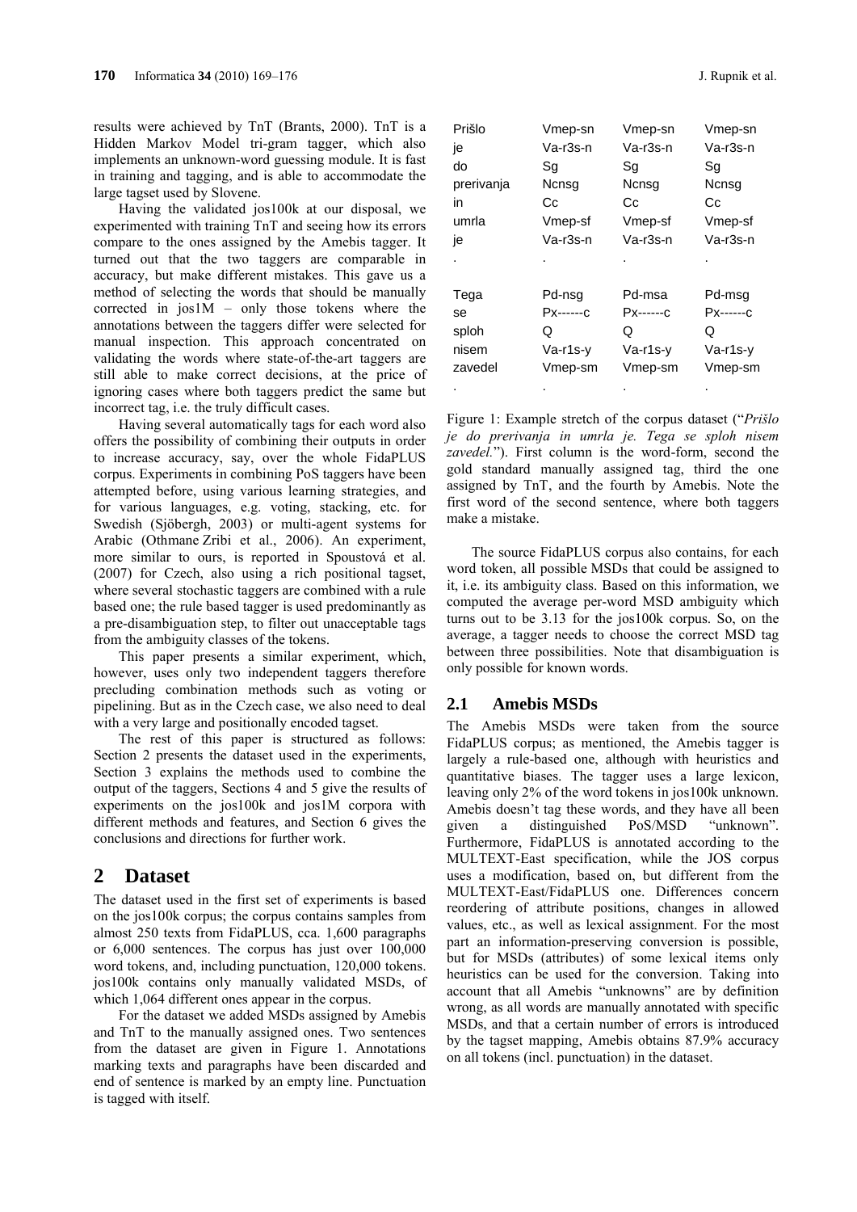results were achieved by TnT (Brants, 2000). TnT is a Hidden Markov Model tri-gram tagger, which also implements an unknown-word guessing module. It is fast in training and tagging, and is able to accommodate the large tagset used by Slovene.

Having the validated jos100k at our disposal, we experimented with training TnT and seeing how its errors compare to the ones assigned by the Amebis tagger. It turned out that the two taggers are comparable in accuracy, but make different mistakes. This gave us a method of selecting the words that should be manually corrected in jos1M – only those tokens where the annotations between the taggers differ were selected for manual inspection. This approach concentrated on validating the words where state-of-the-art taggers are still able to make correct decisions, at the price of ignoring cases where both taggers predict the same but incorrect tag, i.e. the truly difficult cases.

Having several automatically tags for each word also offers the possibility of combining their outputs in order to increase accuracy, say, over the whole FidaPLUS corpus. Experiments in combining PoS taggers have been attempted before, using various learning strategies, and for various languages, e.g. voting, stacking, etc. for Swedish (Sjöbergh, 2003) or multi-agent systems for Arabic (Othmane Zribi et al., 2006). An experiment, more similar to ours, is reported in Spoustová et al. (2007) for Czech, also using a rich positional tagset, where several stochastic taggers are combined with a rule based one; the rule based tagger is used predominantly as a pre-disambiguation step, to filter out unacceptable tags from the ambiguity classes of the tokens.

This paper presents a similar experiment, which, however, uses only two independent taggers therefore precluding combination methods such as voting or pipelining. But as in the Czech case, we also need to deal with a very large and positionally encoded tagset.

The rest of this paper is structured as follows: Section 2 presents the dataset used in the experiments, Section 3 explains the methods used to combine the output of the taggers, Sections 4 and 5 give the results of experiments on the jos100k and jos1M corpora with different methods and features, and Section 6 gives the conclusions and directions for further work.

## 2 Dataset

The dataset used in the first set of experiments is based on the jos100k corpus; the corpus contains samples from almost 250 texts from FidaPLUS, cca. 1,600 paragraphs or 6,000 sentences. The corpus has just over 100,000 word tokens, and, including punctuation, 120,000 tokens. jos100k contains only manually validated MSDs, of which 1,064 different ones appear in the corpus.

For the dataset we added MSDs assigned by Amebis and TnT to the manually assigned ones. Two sentences from the dataset are given in Figure 1. Annotations marking texts and paragraphs have been discarded and end of sentence is marked by an empty line. Punctuation is tagged with itself.

```
Prišlo      Vmep-sn   Vmep-sn   Vmep-sn
je          Va-r3s-n  Va-r3s-n  Va-r3s-n
do          Sg        Sg        Sg
prerivanja  Ncnsg     Ncnsg     Ncnsg
in          Cc        Cc        Cc
umrla       Vmep-sf   Vmep-sf   Vmep-sf
je          Va-r3s-n  Va-r3s-n  Va-r3s-n
.           .         .         .

Tega        Pd-nsg    Pd-msa    Pd-msg
se          Px------c Px------c Px------c
sploh       Q         Q         Q
nisem       Va-r1s-y  Va-r1s-y  Va-r1s-y
zavedel     Vmep-sm   Vmep-sm   Vmep-sm
.           .         .         .
```

Figure 1: Example stretch of the corpus dataset ("*Prišlo je do prerivanja in umrla je. Tega se sploh nisem zavedel.*"). First column is the word-form, second the gold standard manually assigned tag, third the one assigned by TnT, and the fourth by Amebis. Note the first word of the second sentence, where both taggers make a mistake.

The source FidaPLUS corpus also contains, for each word token, all possible MSDs that could be assigned to it, i.e. its ambiguity class. Based on this information, we computed the average per-word MSD ambiguity which turns out to be 3.13 for the jos100k corpus. So, on the average, a tagger needs to choose the correct MSD tag between three possibilities. Note that disambiguation is only possible for known words.

### 2.1 Amebis MSDs

The Amebis MSDs were taken from the source FidaPLUS corpus; as mentioned, the Amebis tagger is largely a rule-based one, although with heuristics and quantitative biases. The tagger uses a large lexicon, leaving only 2% of the word tokens in jos100k unknown. Amebis doesn't tag these words, and they have all been given a distinguished PoS/MSD "unknown". Furthermore, FidaPLUS is annotated according to the MULTEXT-East specification, while the JOS corpus uses a modification, based on, but different from the MULTEXT-East/FidaPLUS one. Differences concern reordering of attribute positions, changes in allowed values, etc., as well as lexical assignment. For the most part an information-preserving conversion is possible, but for MSDs (attributes) of some lexical items only heuristics can be used for the conversion. Taking into account that all Amebis "unknowns" are by definition wrong, as all words are manually annotated with specific MSDs, and that a certain number of errors is introduced by the tagset mapping, Amebis obtains 87.9% accuracy on all tokens (incl. punctuation) in the dataset.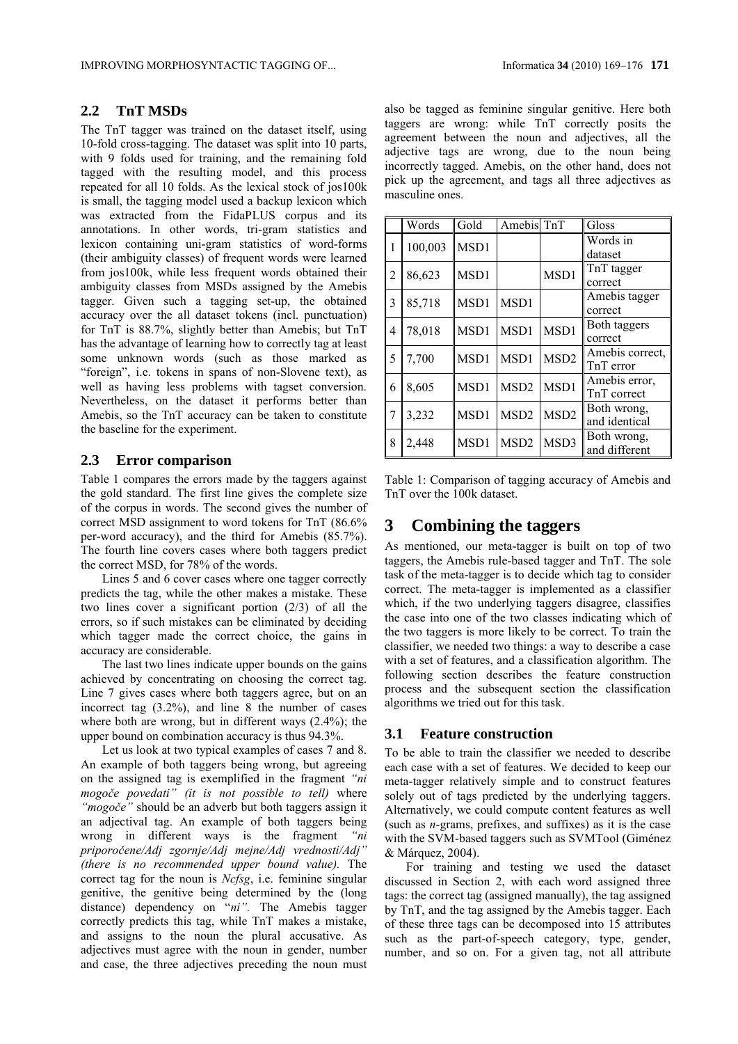## 2.2 TnT MSDs

The TnT tagger was trained on the dataset itself, using 10-fold cross-tagging. The dataset was split into 10 parts, with 9 folds used for training, and the remaining fold tagged with the resulting model, and this process repeated for all 10 folds. As the lexical stock of jos100k is small, the tagging model used a backup lexicon which was extracted from the FidaPLUS corpus and its annotations. In other words, tri-gram statistics and lexicon containing uni-gram statistics of word-forms (their ambiguity classes) of frequent words were learned from jos100k, while less frequent words obtained their ambiguity classes from MSDs assigned by the Amebis tagger. Given such a tagging set-up, the obtained accuracy over the all dataset tokens (incl. punctuation) for TnT is 88.7%, slightly better than Amebis; but TnT has the advantage of learning how to correctly tag at least some unknown words (such as those marked as "foreign", i.e. tokens in spans of non-Slovene text), as well as having less problems with tagset conversion. Nevertheless, on the dataset it performs better than Amebis, so the TnT accuracy can be taken to constitute the baseline for the experiment.

## 2.3 Error comparison

Table 1 compares the errors made by the taggers against the gold standard. The first line gives the complete size of the corpus in words. The second gives the number of correct MSD assignment to word tokens for TnT (86.6% per-word accuracy), and the third for Amebis (85.7%). The fourth line covers cases where both taggers predict the correct MSD, for 78% of the words.

Lines 5 and 6 cover cases where one tagger correctly predicts the tag, while the other makes a mistake. These two lines cover a significant portion (2/3) of all the errors, so if such mistakes can be eliminated by deciding which tagger made the correct choice, the gains in accuracy are considerable.

The last two lines indicate upper bounds on the gains achieved by concentrating on choosing the correct tag. Line 7 gives cases where both taggers agree, but on an incorrect tag (3.2%), and line 8 the number of cases where both are wrong, but in different ways (2.4%); the upper bound on combination accuracy is thus 94.3%.

Let us look at two typical examples of cases 7 and 8. An example of both taggers being wrong, but agreeing on the assigned tag is exemplified in the fragment *"ni mogoče povedati" (it is not possible to tell)* where *"mogoče"* should be an adverb but both taggers assign it an adjectival tag. An example of both taggers being wrong in different ways is the fragment *"ni priporočene/Adj zgornje/Adj mejne/Adj vrednosti/Adj" (there is no recommended upper bound value).* The correct tag for the noun is *Ncfsg*, i.e. feminine singular genitive, the genitive being determined by the (long distance) dependency on "*ni".* The Amebis tagger correctly predicts this tag, while TnT makes a mistake, and assigns to the noun the plural accusative. As adjectives must agree with the noun in gender, number and case, the three adjectives preceding the noun must also be tagged as feminine singular genitive. Here both taggers are wrong: while TnT correctly posits the agreement between the noun and adjectives, all the adjective tags are wrong, due to the noun being incorrectly tagged. Amebis, on the other hand, does not pick up the agreement, and tags all three adjectives as masculine ones.

| | Words | Gold | Amebis | TnT | Gloss |
|---|---|---|---|---|---|
| 1 | 100,003 | MSD1 | | | Words in dataset |
| 2 | 86,623 | MSD1 | | MSD1 | TnT tagger correct |
| 3 | 85,718 | MSD1 | MSD1 | | Amebis tagger correct |
| 4 | 78,018 | MSD1 | MSD1 | MSD1 | Both taggers correct |
| 5 | 7,700 | MSD1 | MSD1 | MSD2 | Amebis correct, TnT error |
| 6 | 8,605 | MSD1 | MSD2 | MSD1 | Amebis error, TnT correct |
| 7 | 3,232 | MSD1 | MSD2 | MSD2 | Both wrong, and identical |
| 8 | 2,448 | MSD1 | MSD2 | MSD3 | Both wrong, and different |

Table 1: Comparison of tagging accuracy of Amebis and TnT over the 100k dataset.

# 3 Combining the taggers

As mentioned, our meta-tagger is built on top of two taggers, the Amebis rule-based tagger and TnT. The sole task of the meta-tagger is to decide which tag to consider correct. The meta-tagger is implemented as a classifier which, if the two underlying taggers disagree, classifies the case into one of the two classes indicating which of the two taggers is more likely to be correct. To train the classifier, we needed two things: a way to describe a case with a set of features, and a classification algorithm. The following section describes the feature construction process and the subsequent section the classification algorithms we tried out for this task.

## 3.1 Feature construction

To be able to train the classifier we needed to describe each case with a set of features. We decided to keep our meta-tagger relatively simple and to construct features solely out of tags predicted by the underlying taggers. Alternatively, we could compute content features as well (such as *n*-grams, prefixes, and suffixes) as it is the case with the SVM-based taggers such as SVMTool (Giménez & Márquez, 2004).

For training and testing we used the dataset discussed in Section 2, with each word assigned three tags: the correct tag (assigned manually), the tag assigned by TnT, and the tag assigned by the Amebis tagger. Each of these three tags can be decomposed into 15 attributes such as the part-of-speech category, type, gender, number, and so on. For a given tag, not all attribute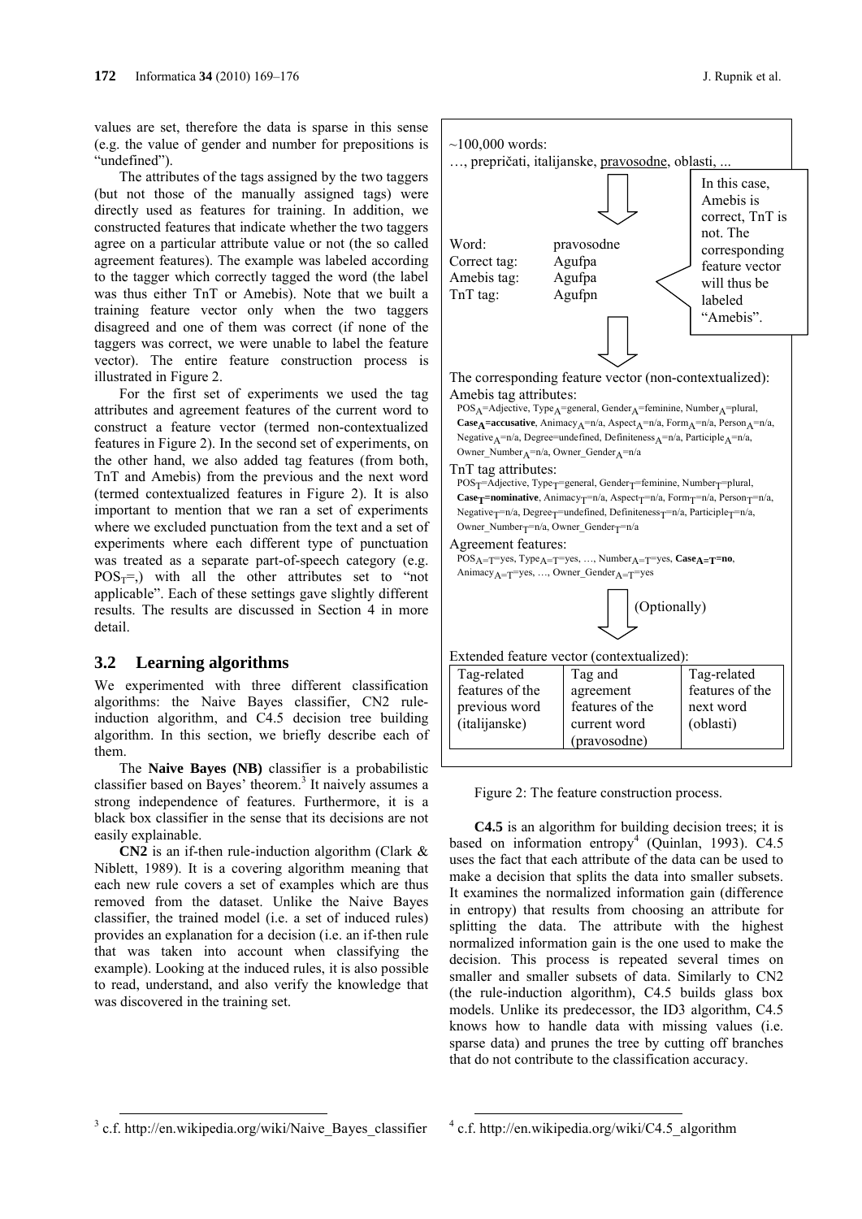values are set, therefore the data is sparse in this sense (e.g. the value of gender and number for prepositions is "undefined").

The attributes of the tags assigned by the two taggers (but not those of the manually assigned tags) were directly used as features for training. In addition, we constructed features that indicate whether the two taggers agree on a particular attribute value or not (the so called agreement features). The example was labeled according to the tagger which correctly tagged the word (the label was thus either TnT or Amebis). Note that we built a training feature vector only when the two taggers disagreed and one of them was correct (if none of the taggers was correct, we were unable to label the feature vector). The entire feature construction process is illustrated in Figure 2.

For the first set of experiments we used the tag attributes and agreement features of the current word to construct a feature vector (termed non-contextualized features in Figure 2). In the second set of experiments, on the other hand, we also added tag features (from both, TnT and Amebis) from the previous and the next word (termed contextualized features in Figure 2). It is also important to mention that we ran a set of experiments where we excluded punctuation from the text and a set of experiments where each different type of punctuation was treated as a separate part-of-speech category (e.g. $POS_T$=,) with all the other attributes set to "not applicable". Each of these settings gave slightly different results. The results are discussed in Section 4 in more detail.

~100,000 words:
…, prepričati, italijanske, pravosodne, oblasti, ...

| | |
|---|---|
| Word: | pravosodne |
| Correct tag: | Agufpa |
| Amebis tag: | Agufpa |
| TnT tag: | Agufpn |

In this case, Amebis is correct, TnT is not. The corresponding feature vector will thus be labeled "Amebis".

The corresponding feature vector (non-contextualized):

Amebis tag attributes:
$POS_A$=Adjective, $Type_A$=general, $Gender_A$=feminine, $Number_A$=plural, **$Case_A$=accusative**, $Animacy_A$=n/a, $Aspect_A$=n/a, $Form_A$=n/a, $Person_A$=n/a, $Negative_A$=n/a, $Degree$=undefined, $Definiteness_A$=n/a, $Participle_A$=n/a, $Owner\_Number_A$=n/a, $Owner\_Gender_A$=n/a

TnT tag attributes:
$POS_T$=Adjective, $Type_T$=general, $Gender_T$=feminine, $Number_T$=plural, **$Case_T$=nominative**, $Animacy_T$=n/a, $Aspect_T$=n/a, $Form_T$=n/a, $Person_T$=n/a, $Negative_T$=n/a, $Degree_T$=undefined, $Definiteness_T$=n/a, $Participle_T$=n/a, $Owner\_Number_T$=n/a, $Owner\_Gender_T$=n/a

Agreement features:
$POS_{A=T}$=yes, $Type_{A=T}$=yes, …, $Number_{A=T}$=yes, **$Case_{A=T}$=no**, $Animacy_{A=T}$=yes, …, $Owner\_Gender_{A=T}$=yes

(Optionally)

Extended feature vector (contextualized):

| Tag-related features of the previous word (italijanske) | Tag and agreement features of the current word (pravosodne) | Tag-related features of the next word (oblasti) |
|---|---|---|

Figure 2: The feature construction process.

## 3.2 Learning algorithms

We experimented with three different classification algorithms: the Naive Bayes classifier, CN2 rule-induction algorithm, and C4.5 decision tree building algorithm. In this section, we briefly describe each of them.

The **Naive Bayes (NB)** classifier is a probabilistic classifier based on Bayes' theorem.[3] It naively assumes a strong independence of features. Furthermore, it is a black box classifier in the sense that its decisions are not easily explainable.

**CN2** is an if-then rule-induction algorithm (Clark & Niblett, 1989). It is a covering algorithm meaning that each new rule covers a set of examples which are thus removed from the dataset. Unlike the Naive Bayes classifier, the trained model (i.e. a set of induced rules) provides an explanation for a decision (i.e. an if-then rule that was taken into account when classifying the example). Looking at the induced rules, it is also possible to read, understand, and also verify the knowledge that was discovered in the training set.

**C4.5** is an algorithm for building decision trees; it is based on information entropy[4] (Quinlan, 1993). C4.5 uses the fact that each attribute of the data can be used to make a decision that splits the data into smaller subsets. It examines the normalized information gain (difference in entropy) that results from choosing an attribute for splitting the data. The attribute with the highest normalized information gain is the one used to make the decision. This process is repeated several times on smaller and smaller subsets of data. Similarly to CN2 (the rule-induction algorithm), C4.5 builds glass box models. Unlike its predecessor, the ID3 algorithm, C4.5 knows how to handle data with missing values (i.e. sparse data) and prunes the tree by cutting off branches that do not contribute to the classification accuracy.

[3] c.f. http://en.wikipedia.org/wiki/Naive_Bayes_classifier

[4] c.f. http://en.wikipedia.org/wiki/C4.5_algorithm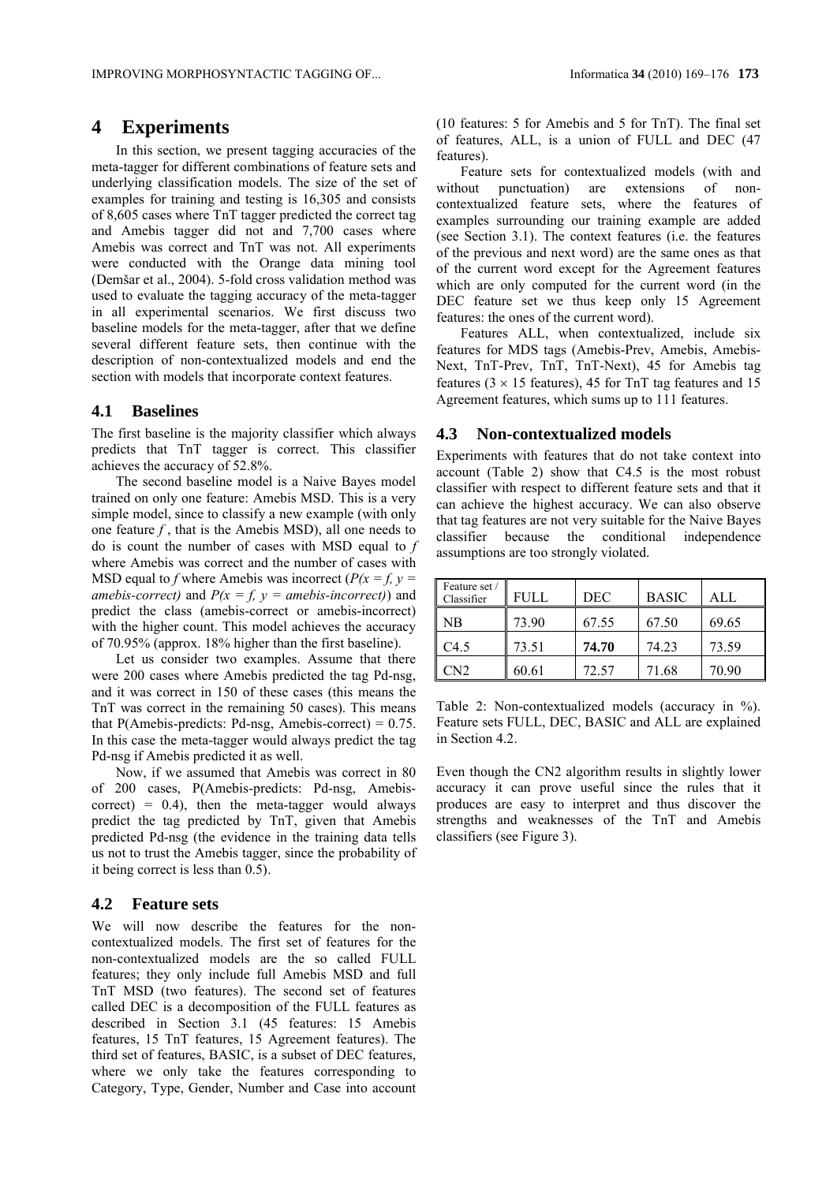# 4 Experiments

In this section, we present tagging accuracies of the meta-tagger for different combinations of feature sets and underlying classification models. The size of the set of examples for training and testing is 16,305 and consists of 8,605 cases where TnT tagger predicted the correct tag and Amebis tagger did not and 7,700 cases where Amebis was correct and TnT was not. All experiments were conducted with the Orange data mining tool (Demšar et al., 2004). 5-fold cross validation method was used to evaluate the tagging accuracy of the meta-tagger in all experimental scenarios. We first discuss two baseline models for the meta-tagger, after that we define several different feature sets, then continue with the description of non-contextualized models and end the section with models that incorporate context features.

## 4.1 Baselines

The first baseline is the majority classifier which always predicts that TnT tagger is correct. This classifier achieves the accuracy of 52.8%.

The second baseline model is a Naive Bayes model trained on only one feature: Amebis MSD. This is a very simple model, since to classify a new example (with only one feature $f$, that is the Amebis MSD), all one needs to do is count the number of cases with MSD equal to $f$ where Amebis was correct and the number of cases with MSD equal to $f$ where Amebis was incorrect ($P(x = f, y = amebis\text{-}correct)$ and $P(x = f, y = amebis\text{-}incorrect)$) and predict the class (amebis-correct or amebis-incorrect) with the higher count. This model achieves the accuracy of 70.95% (approx. 18% higher than the first baseline).

Let us consider two examples. Assume that there were 200 cases where Amebis predicted the tag Pd-nsg, and it was correct in 150 of these cases (this means the TnT was correct in the remaining 50 cases). This means that P(Amebis-predicts: Pd-nsg, Amebis-correct) = 0.75. In this case the meta-tagger would always predict the tag Pd-nsg if Amebis predicted it as well.

Now, if we assumed that Amebis was correct in 80 of 200 cases, P(Amebis-predicts: Pd-nsg, Amebis-correct) = 0.4), then the meta-tagger would always predict the tag predicted by TnT, given that Amebis predicted Pd-nsg (the evidence in the training data tells us not to trust the Amebis tagger, since the probability of it being correct is less than 0.5).

## 4.2 Feature sets

We will now describe the features for the non-contextualized models. The first set of features for the non-contextualized models are the so called FULL features; they only include full Amebis MSD and full TnT MSD (two features). The second set of features called DEC is a decomposition of the FULL features as described in Section 3.1 (45 features: 15 Amebis features, 15 TnT features, 15 Agreement features). The third set of features, BASIC, is a subset of DEC features, where we only take the features corresponding to Category, Type, Gender, Number and Case into account (10 features: 5 for Amebis and 5 for TnT). The final set of features, ALL, is a union of FULL and DEC (47 features).

Feature sets for contextualized models (with and without punctuation) are extensions of non-contextualized feature sets, where the features of examples surrounding our training example are added (see Section 3.1). The context features (i.e. the features of the previous and next word) are the same ones as that of the current word except for the Agreement features which are only computed for the current word (in the DEC feature set we thus keep only 15 Agreement features: the ones of the current word).

Features ALL, when contextualized, include six features for MDS tags (Amebis-Prev, Amebis, Amebis-Next, TnT-Prev, TnT, TnT-Next), 45 for Amebis tag features ($3 \times 15$ features), 45 for TnT tag features and 15 Agreement features, which sums up to 111 features.

## 4.3 Non-contextualized models

Experiments with features that do not take context into account (Table 2) show that C4.5 is the most robust classifier with respect to different feature sets and that it can achieve the highest accuracy. We can also observe that tag features are not very suitable for the Naive Bayes classifier because the conditional independence assumptions are too strongly violated.

| Feature set / Classifier | FULL | DEC | BASIC | ALL |
|---|---|---|---|---|
| NB | 73.90 | 67.55 | 67.50 | 69.65 |
| C4.5 | 73.51 | **74.70** | 74.23 | 73.59 |
| CN2 | 60.61 | 72.57 | 71.68 | 70.90 |

Table 2: Non-contextualized models (accuracy in %). Feature sets FULL, DEC, BASIC and ALL are explained in Section 4.2.

Even though the CN2 algorithm results in slightly lower accuracy it can prove useful since the rules that it produces are easy to interpret and thus discover the strengths and weaknesses of the TnT and Amebis classifiers (see Figure 3).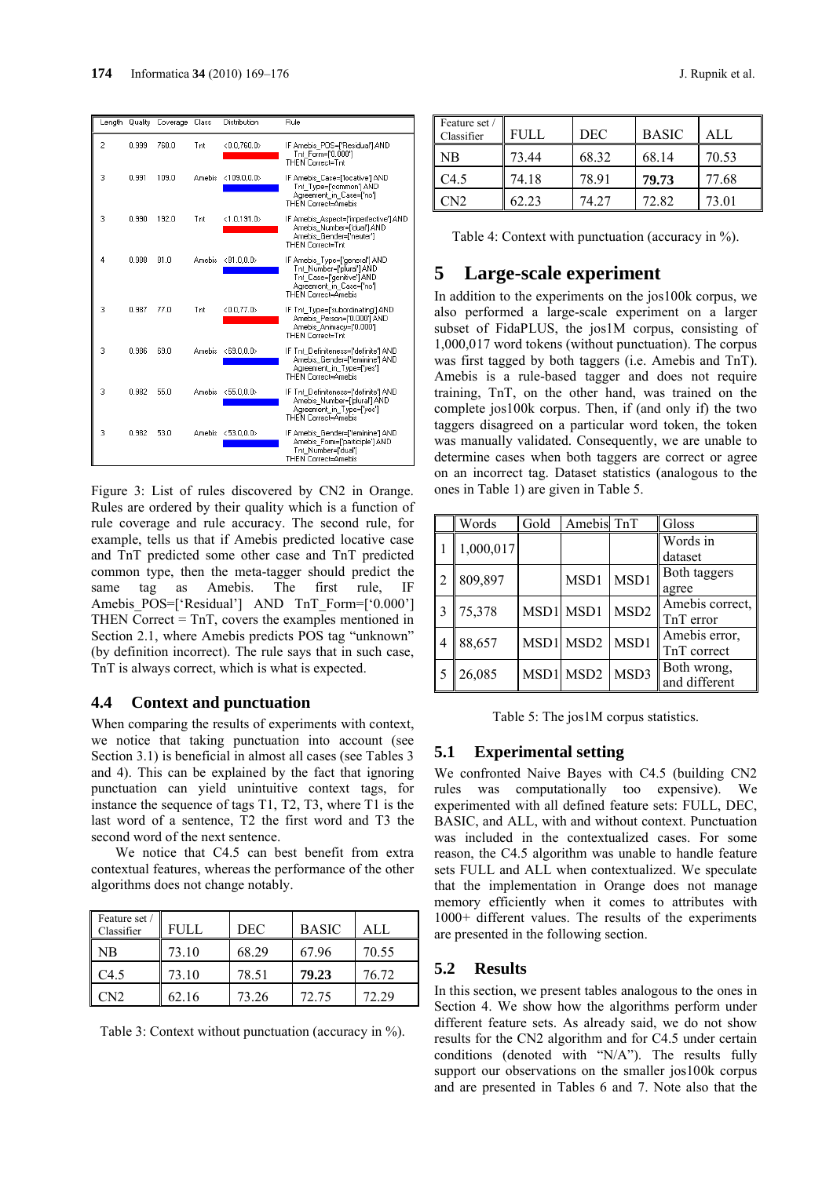| Length | Quality | Coverage | Class | Distribution | Rule |
|---|---|---|---|---|---|
| 2 | 0.999 | 760.0 | Tnt | <0.0,760.0> | IF Amebis_POS=['Residual'] AND Tnt_Form=['0.000'] THEN Correct=Tnt |
| 3 | 0.991 | 109.0 | Amebis | <109.0,0.0> | IF Amebis_Case=['locative'] AND Tnt_Type=['common'] AND Agreement_in_Case=['no'] THEN Correct=Amebis |
| 3 | 0.990 | 192.0 | Tnt | <1.0,191.0> | IF Amebis_Aspect=['imperfective'] AND Amebis_Number=['dual'] AND Amebis_Gender=['neuter'] THEN Correct=Tnt |
| 4 | 0.988 | 81.0 | Amebis | <81.0,0.0> | IF Tnt_Type=['general'] AND Tnt_Number=['plural'] AND Tnt_Case=['genitive'] AND Agreement_in_Case=['no'] THEN Correct=Amebis |
| 3 | 0.987 | 77.0 | Tnt | <0.0,77.0> | IF Tnt_Type=['subordinating'] AND Amebis_Person=['0.000'] AND Amebis_Animacy=['0.000'] THEN Correct=Tnt |
| 3 | 0.986 | 69.0 | Amebis | <69.0,0.0> | IF Tnt_Definiteness=['definite'] AND Amebis_Gender=['feminine'] AND Agreement_in_Type=['yes'] THEN Correct=Amebis |
| 3 | 0.982 | 55.0 | Amebis | <55.0,0.0> | IF Tnt_Definiteness=['definite'] AND Amebis_Number=['plural'] AND Agreement_in_Type=['yes'] THEN Correct=Amebis |
| 3 | 0.982 | 53.0 | Amebis | <53.0,0.0> | IF Amebis_Gender=['feminine'] AND Amebis_Form=['participle'] AND Tnt_Number=['dual'] THEN Correct=Amebis |

Figure 3: List of rules discovered by CN2 in Orange. Rules are ordered by their quality which is a function of rule coverage and rule accuracy. The second rule, for example, tells us that if Amebis predicted locative case and TnT predicted some other case and TnT predicted common type, then the meta-tagger should predict the same tag as Amebis. The first rule, IF Amebis_POS=['Residual'] AND TnT_Form=['0.000'] THEN Correct = TnT, covers the examples mentioned in Section 2.1, where Amebis predicts POS tag "unknown" (by definition incorrect). The rule says that in such case, TnT is always correct, which is what is expected.

### 4.4 Context and punctuation

When comparing the results of experiments with context, we notice that taking punctuation into account (see Section 3.1) is beneficial in almost all cases (see Tables 3 and 4). This can be explained by the fact that ignoring punctuation can yield unintuitive context tags, for instance the sequence of tags T1, T2, T3, where T1 is the last word of a sentence, T2 the first word and T3 the second word of the next sentence.

We notice that C4.5 can best benefit from extra contextual features, whereas the performance of the other algorithms does not change notably.

| Feature set / Classifier | FULL | DEC | BASIC | ALL |
|---|---|---|---|---|
| NB | 73.10 | 68.29 | 67.96 | 70.55 |
| C4.5 | 73.10 | 78.51 | **79.23** | 76.72 |
| CN2 | 62.16 | 73.26 | 72.75 | 72.29 |

Table 3: Context without punctuation (accuracy in %).

| Feature set / Classifier | FULL | DEC | BASIC | ALL |
|---|---|---|---|---|
| NB | 73.44 | 68.32 | 68.14 | 70.53 |
| C4.5 | 74.18 | 78.91 | **79.73** | 77.68 |
| CN2 | 62.23 | 74.27 | 72.82 | 73.01 |

Table 4: Context with punctuation (accuracy in %).

## 5 Large-scale experiment

In addition to the experiments on the jos100k corpus, we also performed a large-scale experiment on a larger subset of FidaPLUS, the jos1M corpus, consisting of 1,000,017 word tokens (without punctuation). The corpus was first tagged by both taggers (i.e. Amebis and TnT). Amebis is a rule-based tagger and does not require training, TnT, on the other hand, was trained on the complete jos100k corpus. Then, if (and only if) the two taggers disagreed on a particular word token, the token was manually validated. Consequently, we are unable to determine cases when both taggers are correct or agree on an incorrect tag. Dataset statistics (analogous to the ones in Table 1) are given in Table 5.

| | Words | Gold | Amebis | TnT | Gloss |
|---|---|---|---|---|---|
| 1 | 1,000,017 | | | | Words in dataset |
| 2 | 809,897 | | MSD1 | MSD1 | Both taggers agree |
| 3 | 75,378 | MSD1 | MSD1 | MSD2 | Amebis correct, TnT error |
| 4 | 88,657 | MSD1 | MSD2 | MSD1 | Amebis error, TnT correct |
| 5 | 26,085 | MSD1 | MSD2 | MSD3 | Both wrong, and different |

Table 5: The jos1M corpus statistics.

### 5.1 Experimental setting

We confronted Naive Bayes with C4.5 (building CN2 rules was computationally too expensive). We experimented with all defined feature sets: FULL, DEC, BASIC, and ALL, with and without context. Punctuation was included in the contextualized cases. For some reason, the C4.5 algorithm was unable to handle feature sets FULL and ALL when contextualized. We speculate that the implementation in Orange does not manage memory efficiently when it comes to attributes with 1000+ different values. The results of the experiments are presented in the following section.

### 5.2 Results

In this section, we present tables analogous to the ones in Section 4. We show how the algorithms perform under different feature sets. As already said, we do not show results for the CN2 algorithm and for C4.5 under certain conditions (denoted with "N/A"). The results fully support our observations on the smaller jos100k corpus and are presented in Tables 6 and 7. Note also that the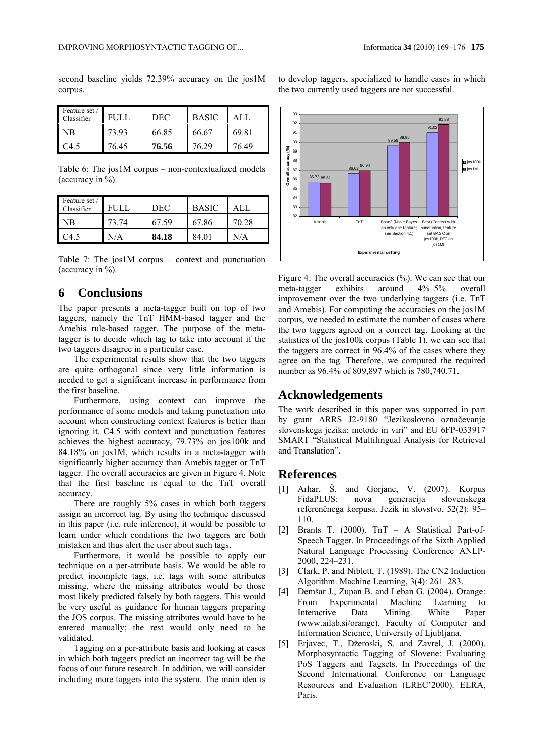second baseline yields 72.39% accuracy on the jos1M corpus.

| Feature set / Classifier | FULL | DEC | BASIC | ALL |
|---|---|---|---|---|
| NB | 73.93 | 66.85 | 66.67 | 69.81 |
| C4.5 | 76.45 | **76.56** | 76.29 | 76.49 |

Table 6: The jos1M corpus – non-contextualized models (accuracy in %).

| Feature set / Classifier | FULL | DEC | BASIC | ALL |
|---|---|---|---|---|
| NB | 73.74 | 67.59 | 67.86 | 70.28 |
| C4.5 | N/A | **84.18** | 84.01 | N/A |

Table 7: The jos1M corpus – context and punctuation (accuracy in %).

## 6 Conclusions

The paper presents a meta-tagger built on top of two taggers, namely the TnT HMM-based tagger and the Amebis rule-based tagger. The purpose of the meta-tagger is to decide which tag to take into account if the two taggers disagree in a particular case.

The experimental results show that the two taggers are quite orthogonal since very little information is needed to get a significant increase in performance from the first baseline.

Furthermore, using context can improve the performance of some models and taking punctuation into account when constructing context features is better than ignoring it. C4.5 with context and punctuation features achieves the highest accuracy, 79.73% on jos100k and 84.18% on jos1M, which results in a meta-tagger with significantly higher accuracy than Amebis tagger or TnT tagger. The overall accuracies are given in Figure 4. Note that the first baseline is equal to the TnT overall accuracy.

There are roughly 5% cases in which both taggers assign an incorrect tag. By using the technique discussed in this paper (i.e. rule inference), it would be possible to learn under which conditions the two taggers are both mistaken and thus alert the user about such tags.

Furthermore, it would be possible to apply our technique on a per-attribute basis. We would be able to predict incomplete tags, i.e. tags with some attributes missing, where the missing attributes would be those most likely predicted falsely by both taggers. This would be very useful as guidance for human taggers preparing the JOS corpus. The missing attributes would have to be entered manually; the rest would only need to be validated.

Tagging on a per-attribute basis and looking at cases in which both taggers predict an incorrect tag will be the focus of our future research. In addition, we will consider including more taggers into the system. The main idea is to develop taggers, specialized to handle cases in which the two currently used taggers are not successful.

Figure 4: The overall accuracies (%). We can see that our meta-tagger exhibits around 4%–5% overall improvement over the two underlying taggers (i.e. TnT and Amebis). For computing the accuracies on the jos1M corpus, we needed to estimate the number of cases where the two taggers agreed on a correct tag. Looking at the statistics of the jos100k corpus (Table 1), we can see that the taggers are correct in 96.4% of the cases where they agree on the tag. Therefore, we computed the required number as 96.4% of 809,897 which is 780,740.71.

## Acknowledgements

The work described in this paper was supported in part by grant ARRS J2-9180 "Jezikoslovno označevanje slovenskega jezika: metode in viri" and EU 6FP-033917 SMART "Statistical Multilingual Analysis for Retrieval and Translation".

## References

[1] Arhar, Š. and Gorjanc, V. (2007). Korpus FidaPLUS: nova generacija slovenskega referenčnega korpusa. Jezik in slovstvo, 52(2): 95–110.

[2] Brants T. (2000). TnT – A Statistical Part-of-Speech Tagger. In Proceedings of the Sixth Applied Natural Language Processing Conference ANLP-2000, 224–231.

[3] Clark, P. and Niblett, T. (1989). The CN2 Induction Algorithm. Machine Learning, 3(4): 261–283.

[4] Demšar J., Zupan B. and Leban G. (2004). Orange: From Experimental Machine Learning to Interactive Data Mining. White Paper (www.ailab.si/orange), Faculty of Computer and Information Science, University of Ljubljana.

[5] Erjavec, T., Džeroski, S. and Zavrel, J. (2000). Morphosyntactic Tagging of Slovene: Evaluating PoS Taggers and Tagsets. In Proceedings of the Second International Conference on Language Resources and Evaluation (LREC'2000). ELRA, Paris.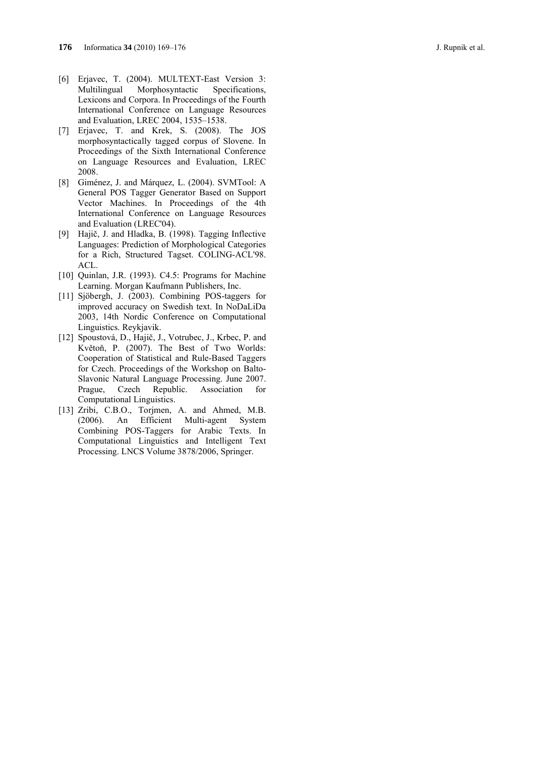[6] Erjavec, T. (2004). MULTEXT-East Version 3: Multilingual Morphosyntactic Specifications, Lexicons and Corpora. In Proceedings of the Fourth International Conference on Language Resources and Evaluation, LREC 2004, 1535–1538.

[7] Erjavec, T. and Krek, S. (2008). The JOS morphosyntactically tagged corpus of Slovene. In Proceedings of the Sixth International Conference on Language Resources and Evaluation, LREC 2008.

[8] Giménez, J. and Márquez, L. (2004). SVMTool: A General POS Tagger Generator Based on Support Vector Machines. In Proceedings of the 4th International Conference on Language Resources and Evaluation (LREC'04).

[9] Hajič, J. and Hladka, B. (1998). Tagging Inflective Languages: Prediction of Morphological Categories for a Rich, Structured Tagset. COLING-ACL'98. ACL.

[10] Quinlan, J.R. (1993). C4.5: Programs for Machine Learning. Morgan Kaufmann Publishers, Inc.

[11] Sjöbergh, J. (2003). Combining POS-taggers for improved accuracy on Swedish text. In NoDaLiDa 2003, 14th Nordic Conference on Computational Linguistics. Reykjavik.

[12] Spoustová, D., Hajič, J., Votrubec, J., Krbec, P. and Květoň, P. (2007). The Best of Two Worlds: Cooperation of Statistical and Rule-Based Taggers for Czech. Proceedings of the Workshop on Balto-Slavonic Natural Language Processing. June 2007. Prague, Czech Republic. Association for Computational Linguistics.

[13] Zribi, C.B.O., Torjmen, A. and Ahmed, M.B. (2006). An Efficient Multi-agent System Combining POS-Taggers for Arabic Texts. In Computational Linguistics and Intelligent Text Processing. LNCS Volume 3878/2006, Springer.